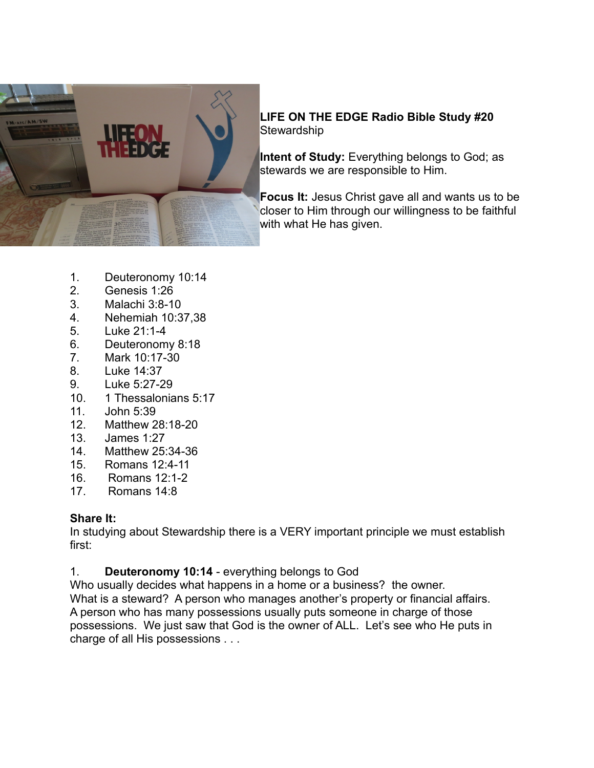**LIFE ON THE EDGE Radio Bible Study #20**
Stewardship

**Intent of Study:** Everything belongs to God; as stewards we are responsible to Him.

**Focus It:** Jesus Christ gave all and wants us to be closer to Him through our willingness to be faithful with what He has given.

1. Deuteronomy 10:14
2. Genesis 1:26
3. Malachi 3:8-10
4. Nehemiah 10:37,38
5. Luke 21:1-4
6. Deuteronomy 8:18
7. Mark 10:17-30
8. Luke 14:37
9. Luke 5:27-29
10. 1 Thessalonians 5:17
11. John 5:39
12. Matthew 28:18-20
13. James 1:27
14. Matthew 25:34-36
15. Romans 12:4-11
16. Romans 12:1-2
17. Romans 14:8

**Share It:**
In studying about Stewardship there is a VERY important principle we must establish first:

1. **Deuteronomy 10:14** - everything belongs to God

Who usually decides what happens in a home or a business? the owner.
What is a steward? A person who manages another's property or financial affairs.
A person who has many possessions usually puts someone in charge of those possessions. We just saw that God is the owner of ALL. Let's see who He puts in charge of all His possessions . . .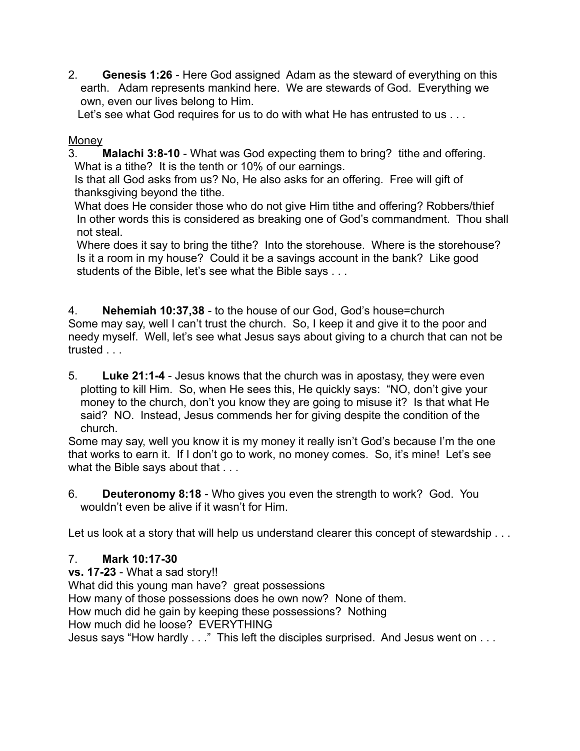2. **Genesis 1:26** - Here God assigned Adam as the steward of everything on this earth. Adam represents mankind here. We are stewards of God. Everything we own, even our lives belong to Him.

Let's see what God requires for us to do with what He has entrusted to us . . .

<u>Money</u>

3. **Malachi 3:8-10** - What was God expecting them to bring? tithe and offering.
What is a tithe? It is the tenth or 10% of our earnings.
Is that all God asks from us? No, He also asks for an offering. Free will gift of thanksgiving beyond the tithe.
What does He consider those who do not give Him tithe and offering? Robbers/thief
In other words this is considered as breaking one of God's commandment. Thou shall not steal.
Where does it say to bring the tithe? Into the storehouse. Where is the storehouse? Is it a room in my house? Could it be a savings account in the bank? Like good students of the Bible, let's see what the Bible says . . .

4. **Nehemiah 10:37,38** - to the house of our God, God's house=church

Some may say, well I can't trust the church. So, I keep it and give it to the poor and needy myself. Well, let's see what Jesus says about giving to a church that can not be trusted . . .

5. **Luke 21:1-4** - Jesus knows that the church was in apostasy, they were even plotting to kill Him. So, when He sees this, He quickly says: "NO, don't give your money to the church, don't you know they are going to misuse it? Is that what He said? NO. Instead, Jesus commends her for giving despite the condition of the church.

Some may say, well you know it is my money it really isn't God's because I'm the one that works to earn it. If I don't go to work, no money comes. So, it's mine! Let's see what the Bible says about that . . .

6. **Deuteronomy 8:18** - Who gives you even the strength to work? God. You wouldn't even be alive if it wasn't for Him.

Let us look at a story that will help us understand clearer this concept of stewardship . . .

7. **Mark 10:17-30**

**vs. 17-23** - What a sad story!!
What did this young man have? great possessions
How many of those possessions does he own now? None of them.
How much did he gain by keeping these possessions? Nothing
How much did he loose? EVERYTHING
Jesus says "How hardly . . ." This left the disciples surprised. And Jesus went on . . .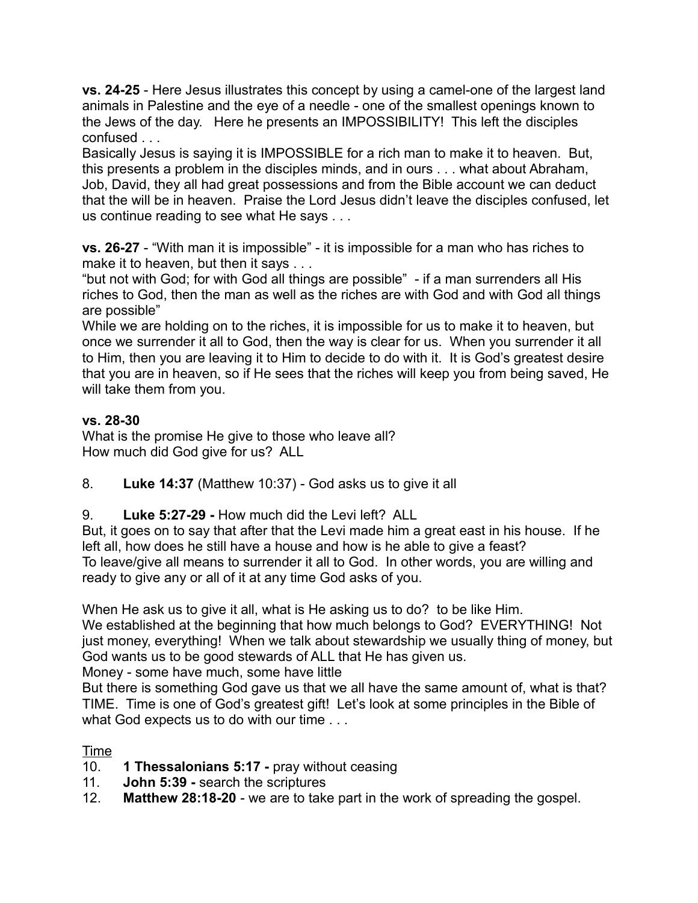**vs. 24-25** - Here Jesus illustrates this concept by using a camel-one of the largest land animals in Palestine and the eye of a needle - one of the smallest openings known to the Jews of the day. Here he presents an IMPOSSIBILITY! This left the disciples confused . . .
Basically Jesus is saying it is IMPOSSIBLE for a rich man to make it to heaven. But, this presents a problem in the disciples minds, and in ours . . . what about Abraham, Job, David, they all had great possessions and from the Bible account we can deduct that the will be in heaven. Praise the Lord Jesus didn't leave the disciples confused, let us continue reading to see what He says . . .

**vs. 26-27** - "With man it is impossible" - it is impossible for a man who has riches to make it to heaven, but then it says . . .
"but not with God; for with God all things are possible" - if a man surrenders all His riches to God, then the man as well as the riches are with God and with God all things are possible"
While we are holding on to the riches, it is impossible for us to make it to heaven, but once we surrender it all to God, then the way is clear for us. When you surrender it all to Him, then you are leaving it to Him to decide to do with it. It is God's greatest desire that you are in heaven, so if He sees that the riches will keep you from being saved, He will take them from you.

**vs. 28-30**
What is the promise He give to those who leave all?
How much did God give for us? ALL

8. **Luke 14:37** (Matthew 10:37) - God asks us to give it all

9. **Luke 5:27-29 -** How much did the Levi left? ALL

But, it goes on to say that after that the Levi made him a great east in his house. If he left all, how does he still have a house and how is he able to give a feast?
To leave/give all means to surrender it all to God. In other words, you are willing and ready to give any or all of it at any time God asks of you.

When He ask us to give it all, what is He asking us to do? to be like Him.
We established at the beginning that how much belongs to God? EVERYTHING! Not just money, everything! When we talk about stewardship we usually thing of money, but God wants us to be good stewards of ALL that He has given us.
Money - some have much, some have little
But there is something God gave us that we all have the same amount of, what is that? TIME. Time is one of God's greatest gift! Let's look at some principles in the Bible of what God expects us to do with our time . . .

<u>Time</u>

10. **1 Thessalonians 5:17 -** pray without ceasing
11. **John 5:39 -** search the scriptures
12. **Matthew 28:18-20** - we are to take part in the work of spreading the gospel.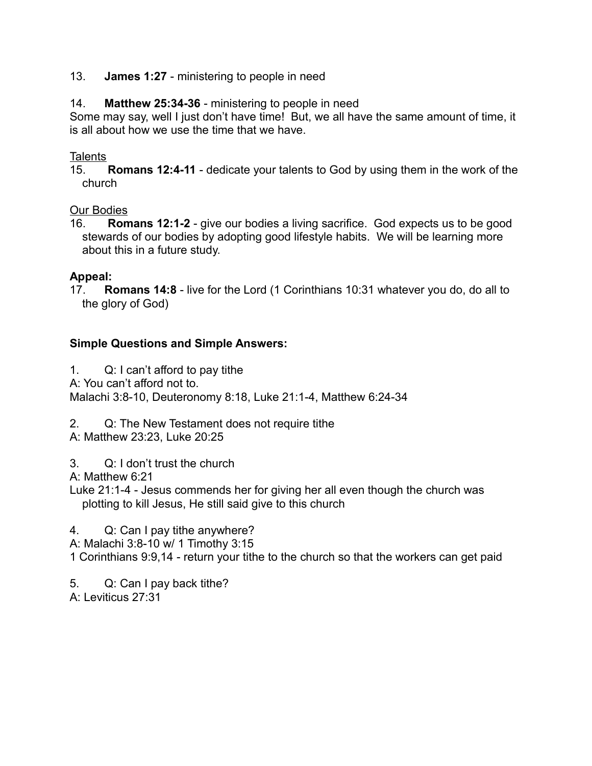13. **James 1:27** - ministering to people in need

14. **Matthew 25:34-36** - ministering to people in need

Some may say, well I just don't have time! But, we all have the same amount of time, it is all about how we use the time that we have.

<u>Talents</u>

15. **Romans 12:4-11** - dedicate your talents to God by using them in the work of the church

<u>Our Bodies</u>

16. **Romans 12:1-2** - give our bodies a living sacrifice. God expects us to be good stewards of our bodies by adopting good lifestyle habits. We will be learning more about this in a future study.

**Appeal:**

17. **Romans 14:8** - live for the Lord (1 Corinthians 10:31 whatever you do, do all to the glory of God)

**Simple Questions and Simple Answers:**

1. Q: I can't afford to pay tithe

A: You can't afford not to.

Malachi 3:8-10, Deuteronomy 8:18, Luke 21:1-4, Matthew 6:24-34

2. Q: The New Testament does not require tithe

A: Matthew 23:23, Luke 20:25

3. Q: I don't trust the church

A: Matthew 6:21

Luke 21:1-4 - Jesus commends her for giving her all even though the church was plotting to kill Jesus, He still said give to this church

4. Q: Can I pay tithe anywhere?

A: Malachi 3:8-10 w/ 1 Timothy 3:15

1 Corinthians 9:9,14 - return your tithe to the church so that the workers can get paid

5. Q: Can I pay back tithe?

A: Leviticus 27:31